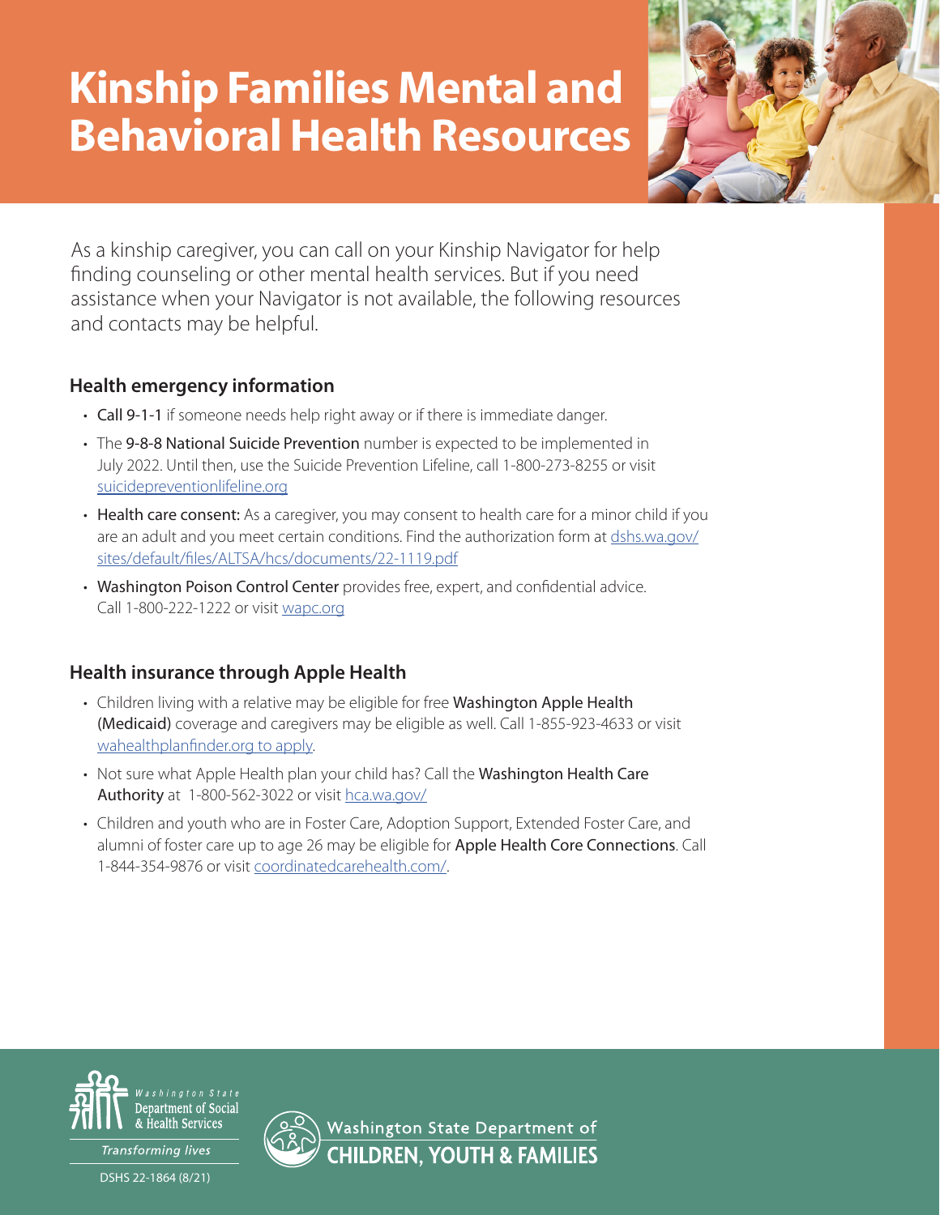# Kinship Families Mental and Behavioral Health Resources

As a kinship caregiver, you can call on your Kinship Navigator for help finding counseling or other mental health services. But if you need assistance when your Navigator is not available, the following resources and contacts may be helpful.

## Health emergency information

- Call 9-1-1 if someone needs help right away or if there is immediate danger.
- The 9-8-8 National Suicide Prevention number is expected to be implemented in July 2022. Until then, use the Suicide Prevention Lifeline, call 1-800-273-8255 or visit suicidepreventionlifeline.org
- **Health care consent:** As a caregiver, you may consent to health care for a minor child if you are an adult and you meet certain conditions. Find the authorization form at dshs.wa.gov/sites/default/files/ALTSA/hcs/documents/22-1119.pdf
- Washington Poison Control Center provides free, expert, and confidential advice. Call 1-800-222-1222 or visit wapc.org

## Health insurance through Apple Health

- Children living with a relative may be eligible for free Washington Apple Health (Medicaid) coverage and caregivers may be eligible as well. Call 1-855-923-4633 or visit wahealthplanfinder.org to apply.
- Not sure what Apple Health plan your child has? Call the Washington Health Care Authority at 1-800-562-3022 or visit hca.wa.gov/
- Children and youth who are in Foster Care, Adoption Support, Extended Foster Care, and alumni of foster care up to age 26 may be eligible for Apple Health Core Connections. Call 1-844-354-9876 or visit coordinatedcarehealth.com/.

Washington State Department of Social & Health Services

*Transforming lives*

DSHS 22-1864 (8/21)

Washington State Department of CHILDREN, YOUTH & FAMILIES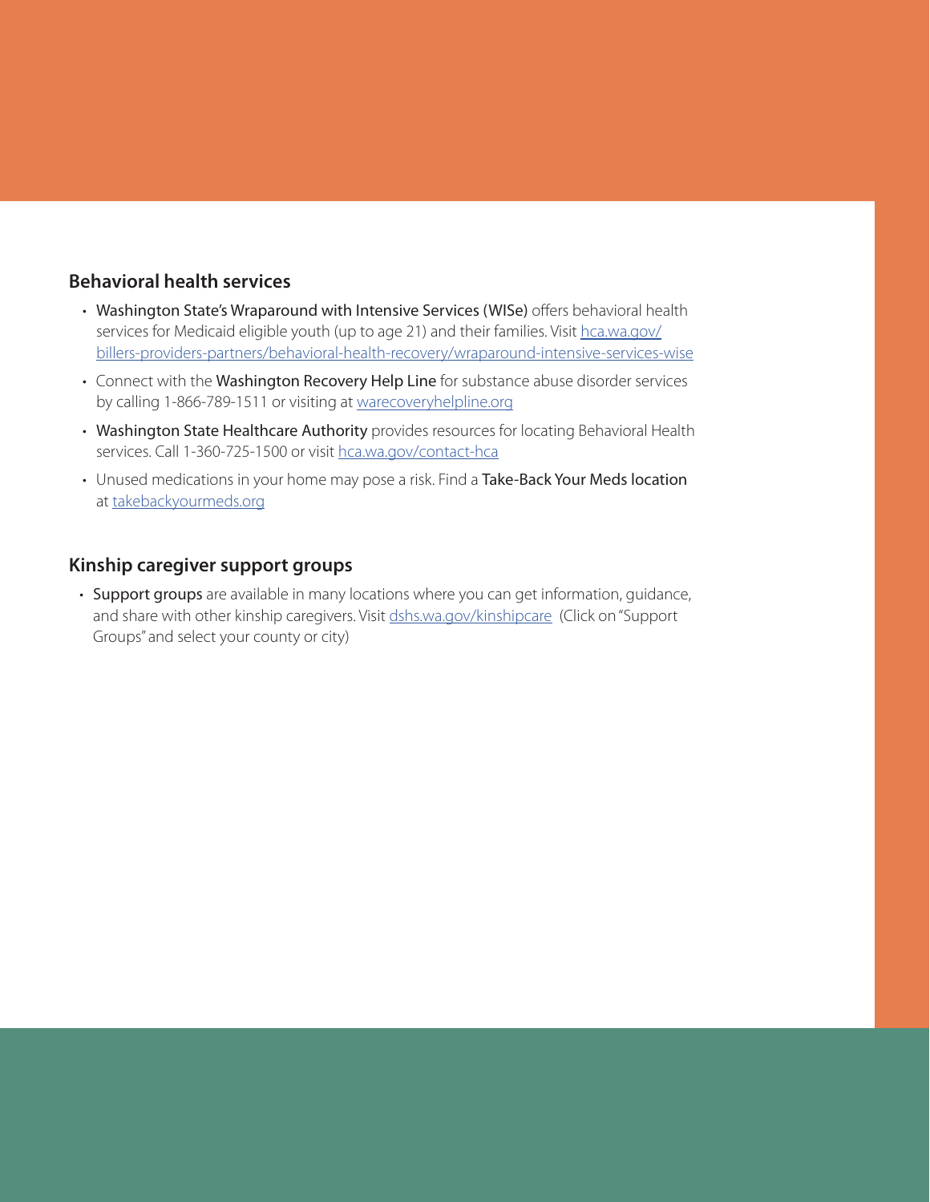## Behavioral health services

- **Washington State's Wraparound with Intensive Services (WISe)** offers behavioral health services for Medicaid eligible youth (up to age 21) and their families. Visit hca.wa.gov/billers-providers-partners/behavioral-health-recovery/wraparound-intensive-services-wise
- Connect with the **Washington Recovery Help Line** for substance abuse disorder services by calling 1-866-789-1511 or visiting at warecoveryhelpline.org
- **Washington State Healthcare Authority** provides resources for locating Behavioral Health services. Call 1-360-725-1500 or visit hca.wa.gov/contact-hca
- Unused medications in your home may pose a risk. Find a **Take-Back Your Meds location** at takebackyourmeds.org

## Kinship caregiver support groups

- **Support groups** are available in many locations where you can get information, guidance, and share with other kinship caregivers. Visit dshs.wa.gov/kinshipcare (Click on "Support Groups" and select your county or city)